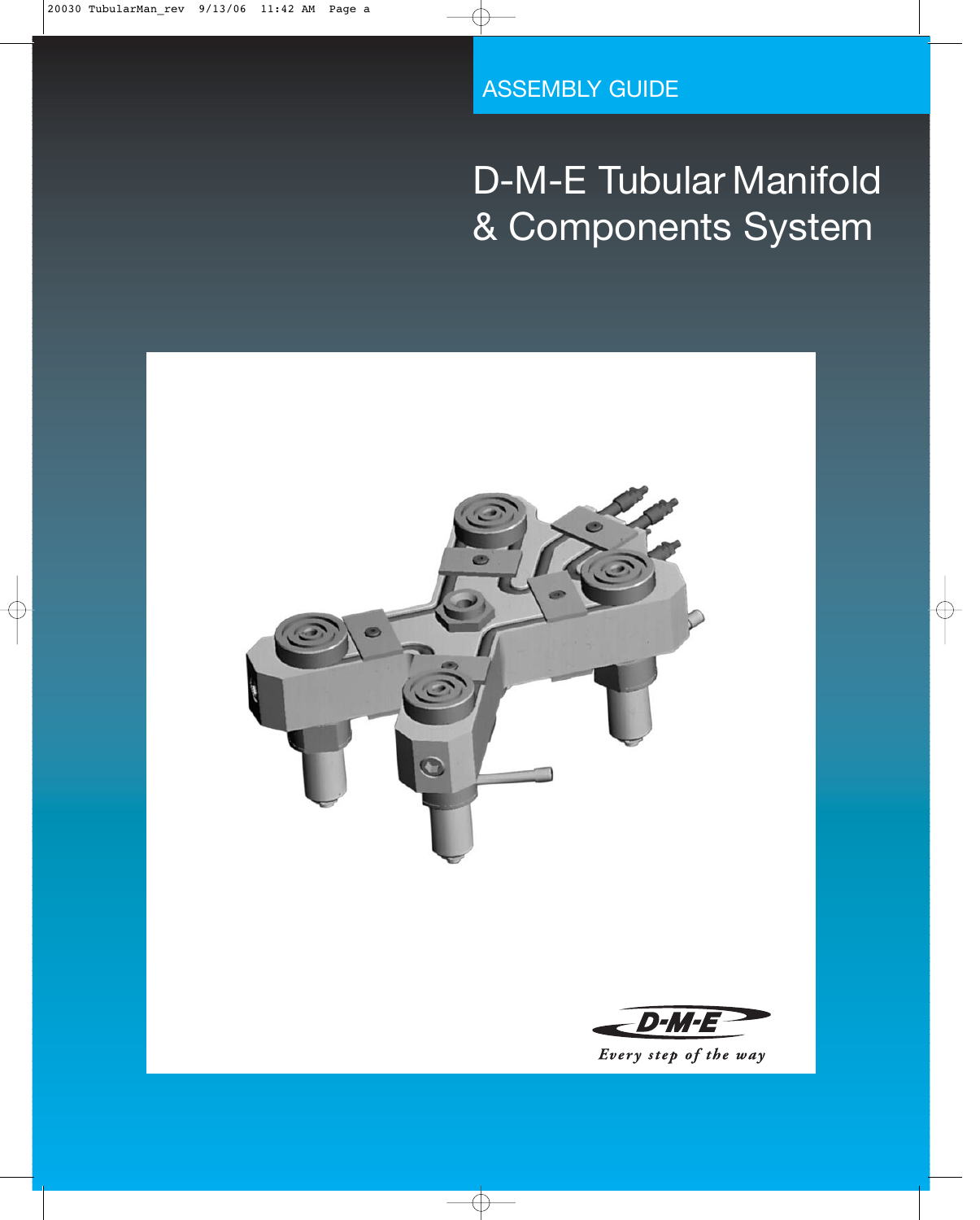ASSEMBLY GUIDE

# D-M-E Tubular Manifold & Components System

D-M-E

*Every step of the way*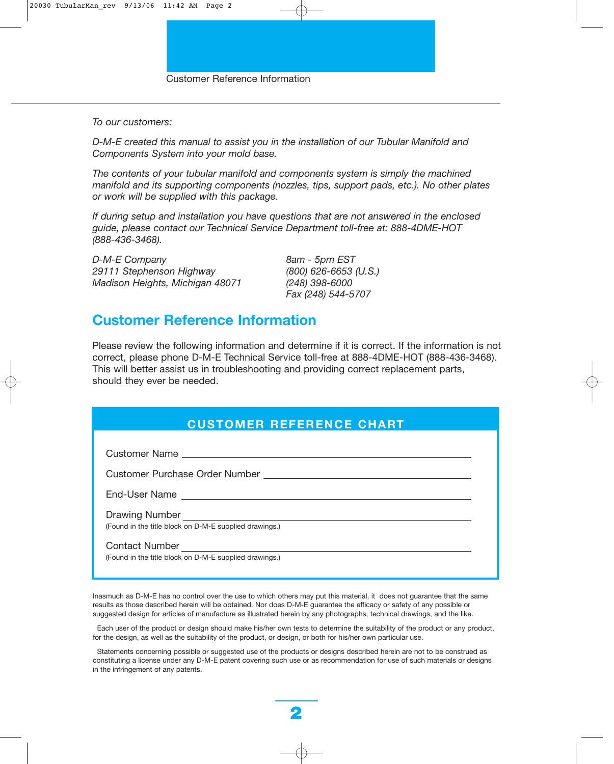Customer Reference Information

*To our customers:*

*D-M-E created this manual to assist you in the installation of our Tubular Manifold and Components System into your mold base.*

*The contents of your tubular manifold and components system is simply the machined manifold and its supporting components (nozzles, tips, support pads, etc.). No other plates or work will be supplied with this package.*

*If during setup and installation you have questions that are not answered in the enclosed guide, please contact our Technical Service Department toll-free at: 888-4DME-HOT (888-436-3468).*

*D-M-E Company*
*29111 Stephenson Highway*
*Madison Heights, Michigan 48071*

*8am - 5pm EST*
*(800) 626-6653 (U.S.)*
*(248) 398-6000*
*Fax (248) 544-5707*

## Customer Reference Information

Please review the following information and determine if it is correct. If the information is not correct, please phone D-M-E Technical Service toll-free at 888-4DME-HOT (888-436-3468). This will better assist us in troubleshooting and providing correct replacement parts, should they ever be needed.

### CUSTOMER REFERENCE CHART

Customer Name ______________________________

Customer Purchase Order Number ______________________________

End-User Name ______________________________

Drawing Number ______________________________
(Found in the title block on D-M-E supplied drawings.)

Contact Number ______________________________
(Found in the title block on D-M-E supplied drawings.)

Inasmuch as D-M-E has no control over the use to which others may put this material, it does not guarantee that the same results as those described herein will be obtained. Nor does D-M-E guarantee the efficacy or safety of any possible or suggested design for articles of manufacture as illustrated herein by any photographs, technical drawings, and the like.

Each user of the product or design should make his/her own tests to determine the suitability of the product or any product, for the design, as well as the suitability of the product, or design, or both for his/her own particular use.

Statements concerning possible or suggested use of the products or designs described herein are not to be construed as constituting a license under any D-M-E patent covering such use or as recommendation for use of such materials or designs in the infringement of any patents.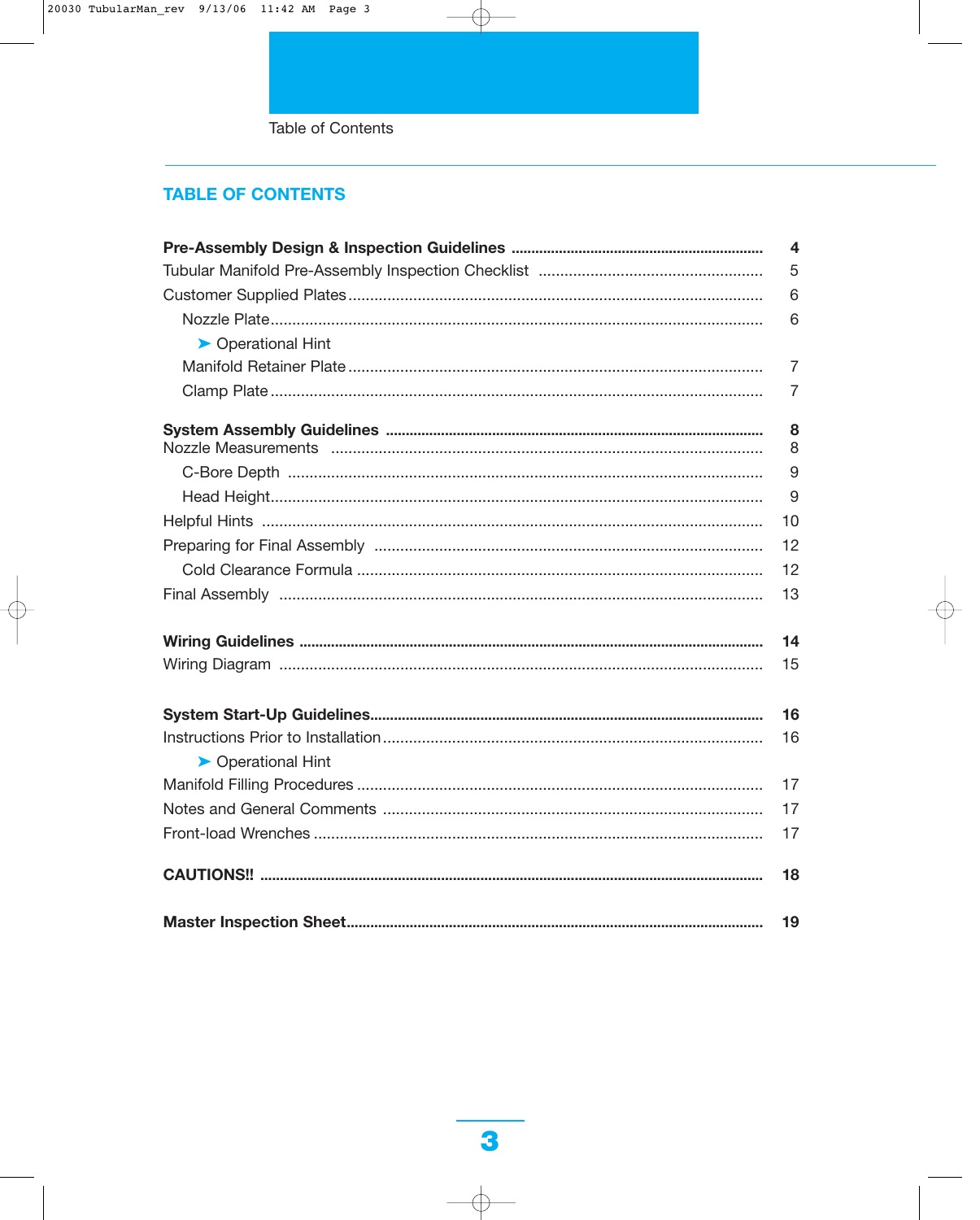Table of Contents

## TABLE OF CONTENTS

| | |
|---|---|
| **Pre-Assembly Design & Inspection Guidelines** | **4** |
| Tubular Manifold Pre-Assembly Inspection Checklist | 5 |
| Customer Supplied Plates | 6 |
| Nozzle Plate | 6 |
| ➤ Operational Hint | |
| Manifold Retainer Plate | 7 |
| Clamp Plate | 7 |
| **System Assembly Guidelines** | **8** |
| Nozzle Measurements | 8 |
| C-Bore Depth | 9 |
| Head Height | 9 |
| Helpful Hints | 10 |
| Preparing for Final Assembly | 12 |
| Cold Clearance Formula | 12 |
| Final Assembly | 13 |
| **Wiring Guidelines** | **14** |
| Wiring Diagram | 15 |
| **System Start-Up Guidelines** | **16** |
| Instructions Prior to Installation | 16 |
| ➤ Operational Hint | |
| Manifold Filling Procedures | 17 |
| Notes and General Comments | 17 |
| Front-load Wrenches | 17 |
| **CAUTIONS!!** | **18** |
| **Master Inspection Sheet** | **19** |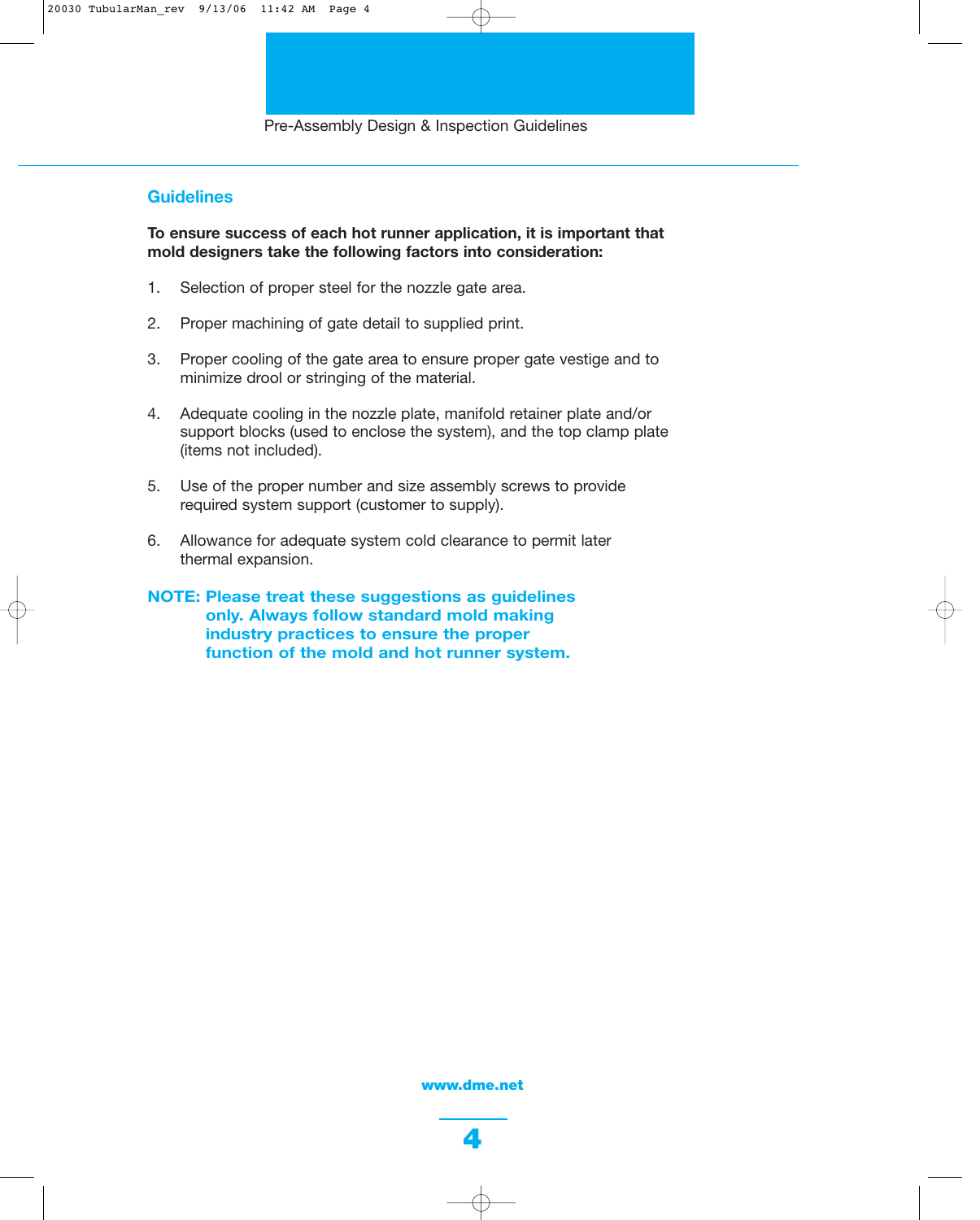Pre-Assembly Design & Inspection Guidelines

## Guidelines

**To ensure success of each hot runner application, it is important that mold designers take the following factors into consideration:**

1. Selection of proper steel for the nozzle gate area.

2. Proper machining of gate detail to supplied print.

3. Proper cooling of the gate area to ensure proper gate vestige and to minimize drool or stringing of the material.

4. Adequate cooling in the nozzle plate, manifold retainer plate and/or support blocks (used to enclose the system), and the top clamp plate (items not included).

5. Use of the proper number and size assembly screws to provide required system support (customer to supply).

6. Allowance for adequate system cold clearance to permit later thermal expansion.

**NOTE: Please treat these suggestions as guidelines only. Always follow standard mold making industry practices to ensure the proper function of the mold and hot runner system.**

**www.dme.net**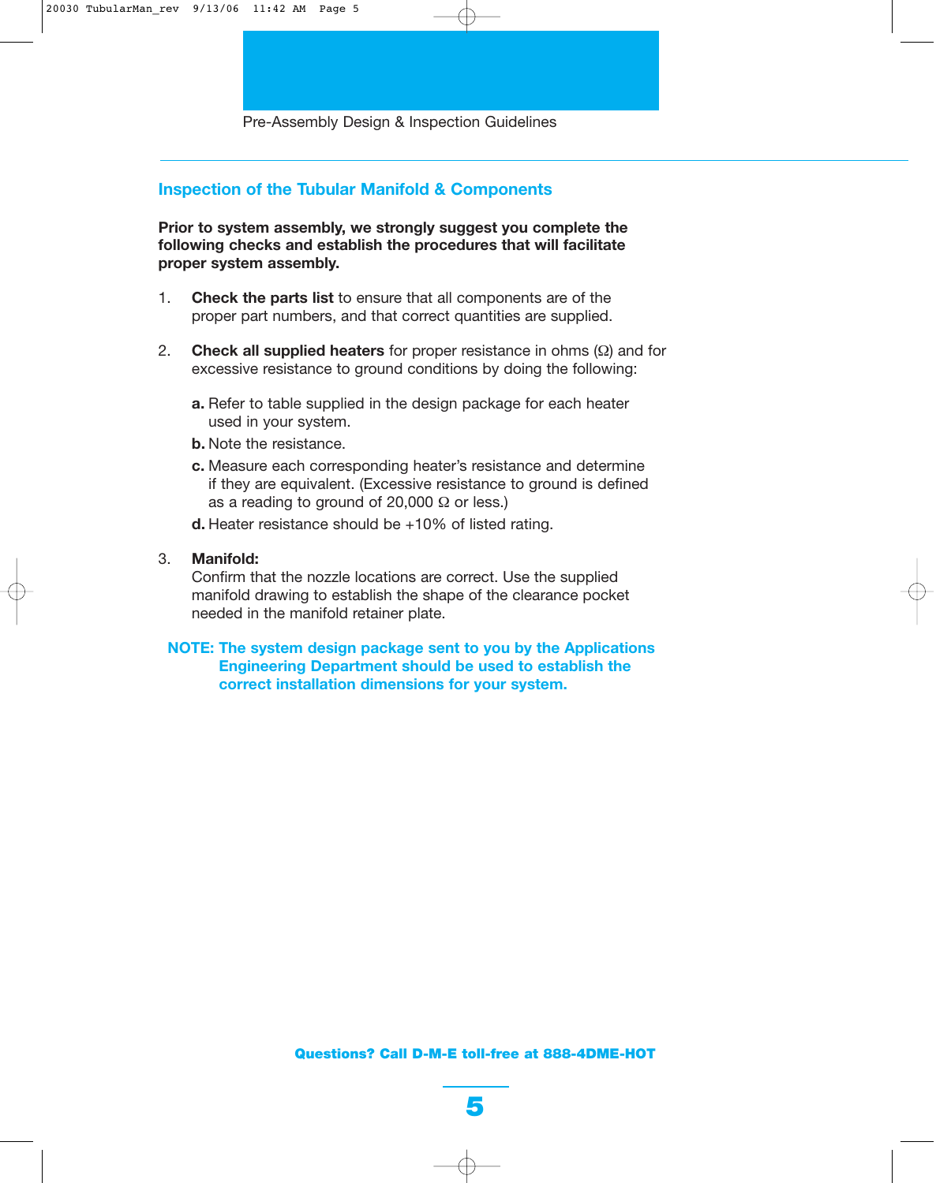Pre-Assembly Design & Inspection Guidelines

## Inspection of the Tubular Manifold & Components

**Prior to system assembly, we strongly suggest you complete the following checks and establish the procedures that will facilitate proper system assembly.**

1. **Check the parts list** to ensure that all components are of the proper part numbers, and that correct quantities are supplied.

2. **Check all supplied heaters** for proper resistance in ohms (Ω) and for excessive resistance to ground conditions by doing the following:

   **a.** Refer to table supplied in the design package for each heater used in your system.

   **b.** Note the resistance.

   **c.** Measure each corresponding heater's resistance and determine if they are equivalent. (Excessive resistance to ground is defined as a reading to ground of 20,000 Ω or less.)

   **d.** Heater resistance should be +10% of listed rating.

3. **Manifold:**
   Confirm that the nozzle locations are correct. Use the supplied manifold drawing to establish the shape of the clearance pocket needed in the manifold retainer plate.

**NOTE: The system design package sent to you by the Applications Engineering Department should be used to establish the correct installation dimensions for your system.**

**Questions? Call D-M-E toll-free at 888-4DME-HOT**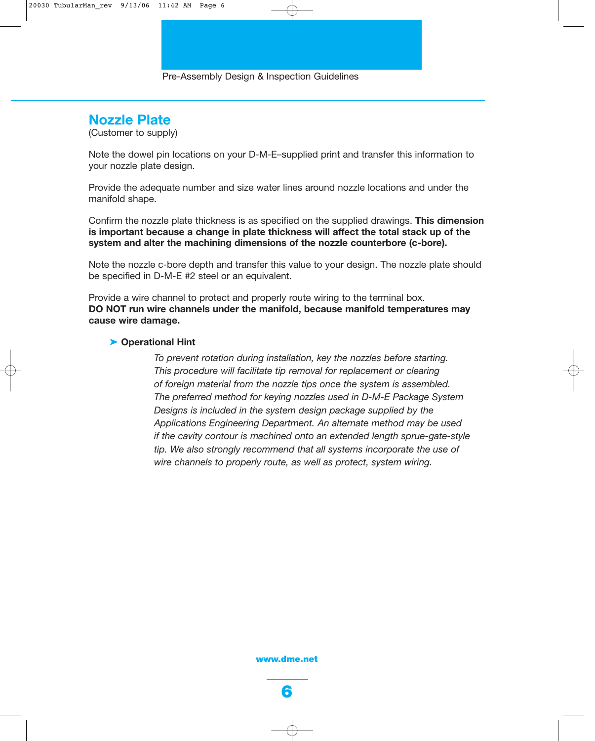Pre-Assembly Design & Inspection Guidelines

## Nozzle Plate

(Customer to supply)

Note the dowel pin locations on your D-M-E–supplied print and transfer this information to your nozzle plate design.

Provide the adequate number and size water lines around nozzle locations and under the manifold shape.

Confirm the nozzle plate thickness is as specified on the supplied drawings. **This dimension is important because a change in plate thickness will affect the total stack up of the system and alter the machining dimensions of the nozzle counterbore (c-bore).**

Note the nozzle c-bore depth and transfer this value to your design. The nozzle plate should be specified in D-M-E #2 steel or an equivalent.

Provide a wire channel to protect and properly route wiring to the terminal box.
**DO NOT run wire channels under the manifold, because manifold temperatures may cause wire damage.**

➤ **Operational Hint**

*To prevent rotation during installation, key the nozzles before starting. This procedure will facilitate tip removal for replacement or clearing of foreign material from the nozzle tips once the system is assembled. The preferred method for keying nozzles used in D-M-E Package System Designs is included in the system design package supplied by the Applications Engineering Department. An alternate method may be used if the cavity contour is machined onto an extended length sprue-gate-style tip. We also strongly recommend that all systems incorporate the use of wire channels to properly route, as well as protect, system wiring.*

www.dme.net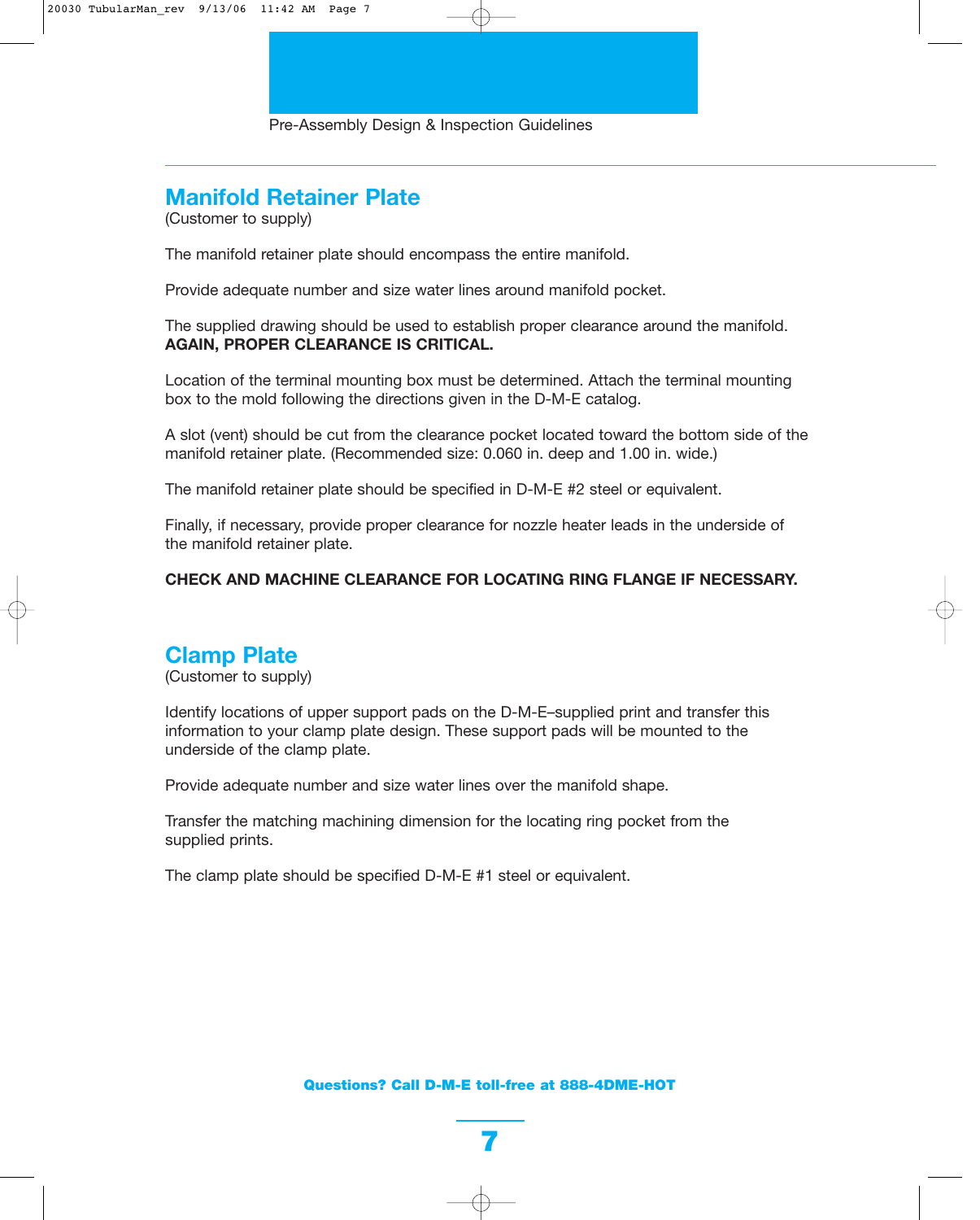Pre-Assembly Design & Inspection Guidelines

## Manifold Retainer Plate

(Customer to supply)

The manifold retainer plate should encompass the entire manifold.

Provide adequate number and size water lines around manifold pocket.

The supplied drawing should be used to establish proper clearance around the manifold. **AGAIN, PROPER CLEARANCE IS CRITICAL.**

Location of the terminal mounting box must be determined. Attach the terminal mounting box to the mold following the directions given in the D-M-E catalog.

A slot (vent) should be cut from the clearance pocket located toward the bottom side of the manifold retainer plate. (Recommended size: 0.060 in. deep and 1.00 in. wide.)

The manifold retainer plate should be specified in D-M-E #2 steel or equivalent.

Finally, if necessary, provide proper clearance for nozzle heater leads in the underside of the manifold retainer plate.

**CHECK AND MACHINE CLEARANCE FOR LOCATING RING FLANGE IF NECESSARY.**

## Clamp Plate

(Customer to supply)

Identify locations of upper support pads on the D-M-E–supplied print and transfer this information to your clamp plate design. These support pads will be mounted to the underside of the clamp plate.

Provide adequate number and size water lines over the manifold shape.

Transfer the matching machining dimension for the locating ring pocket from the supplied prints.

The clamp plate should be specified D-M-E #1 steel or equivalent.

**Questions? Call D-M-E toll-free at 888-4DME-HOT**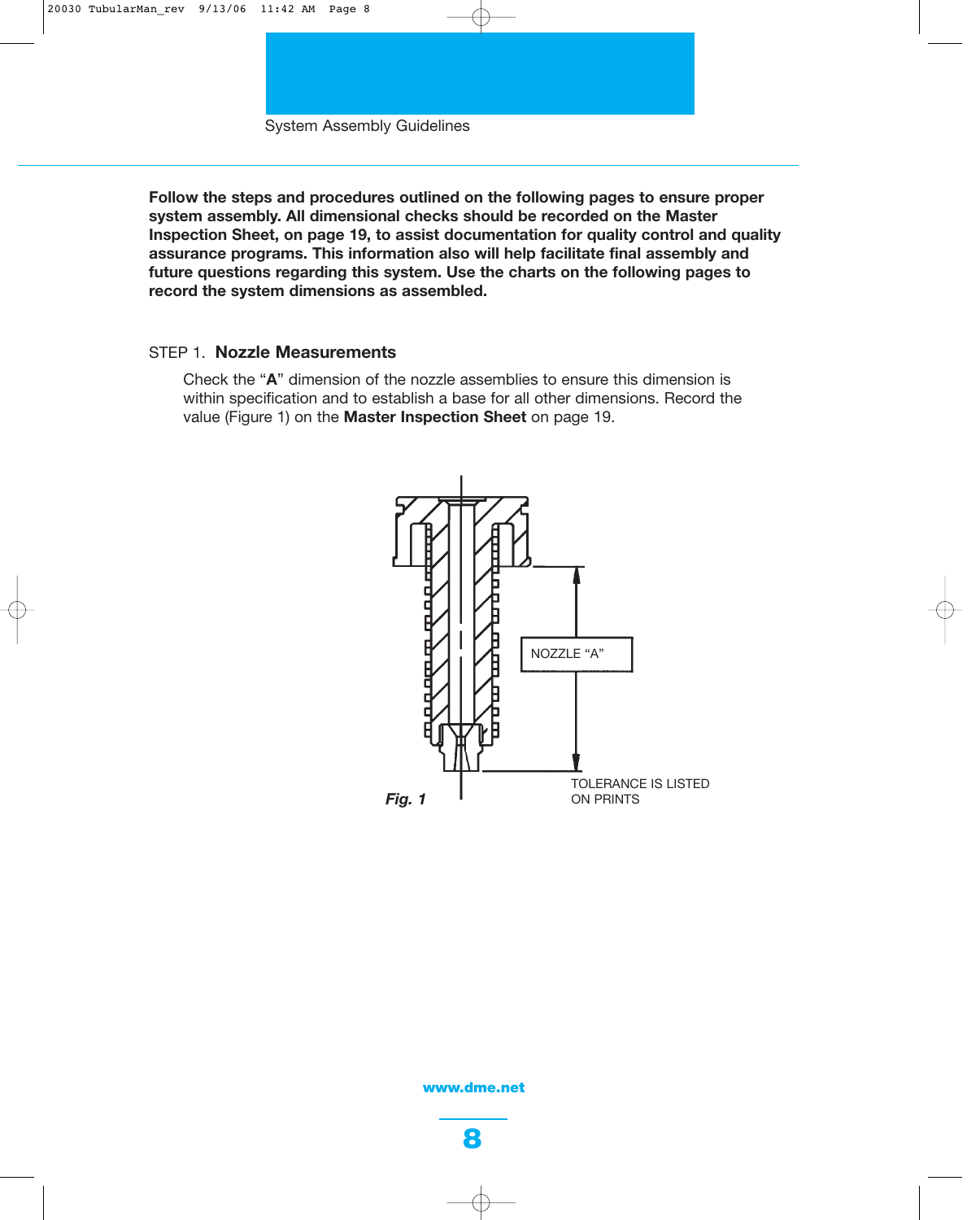System Assembly Guidelines

**Follow the steps and procedures outlined on the following pages to ensure proper system assembly. All dimensional checks should be recorded on the Master Inspection Sheet, on page 19, to assist documentation for quality control and quality assurance programs. This information also will help facilitate final assembly and future questions regarding this system. Use the charts on the following pages to record the system dimensions as assembled.**

## STEP 1. **Nozzle Measurements**

Check the "**A**" dimension of the nozzle assemblies to ensure this dimension is within specification and to establish a base for all other dimensions. Record the value (Figure 1) on the **Master Inspection Sheet** on page 19.

NOZZLE "A"

TOLERANCE IS LISTED ON PRINTS

*Fig. 1*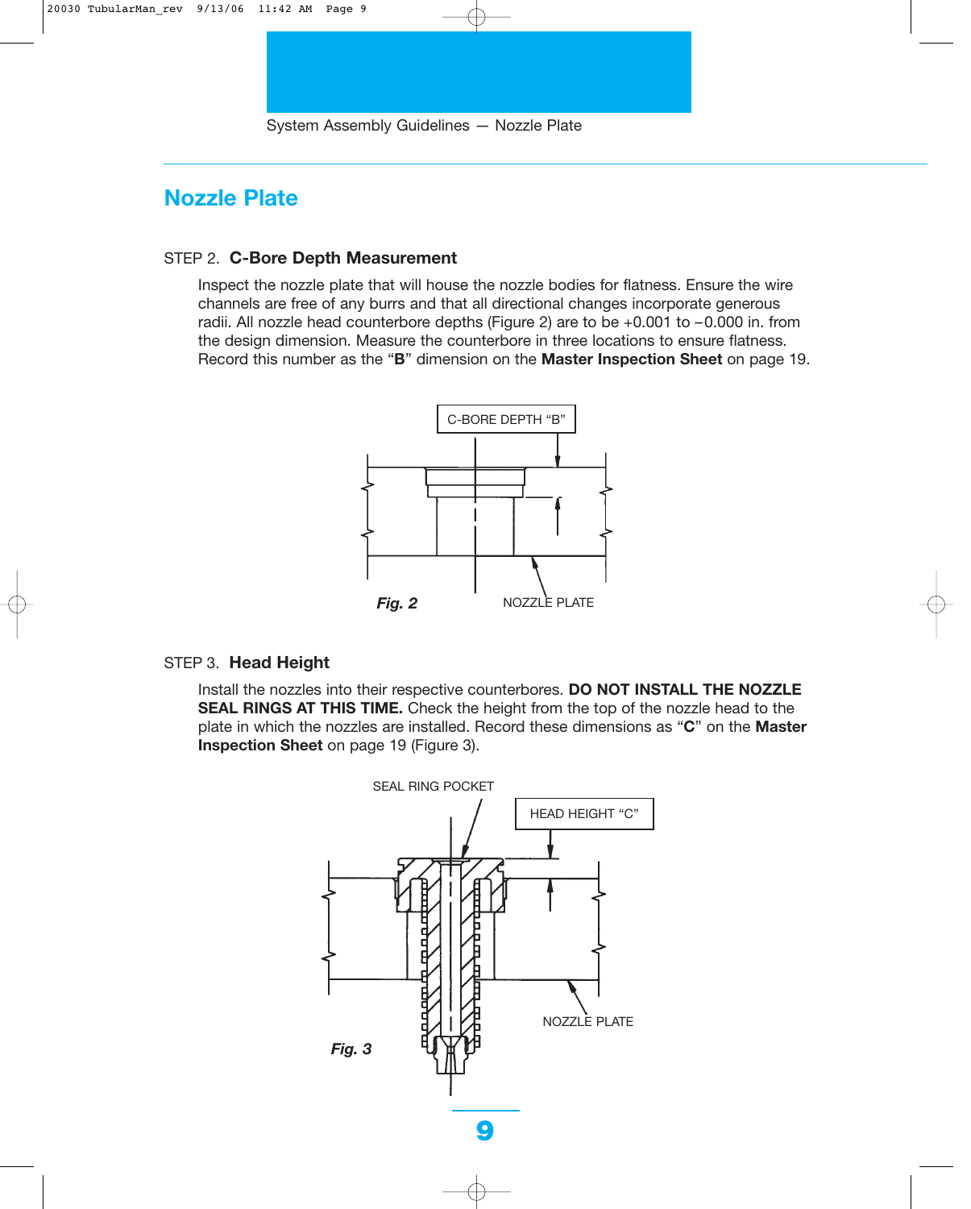## Nozzle Plate

STEP 2. **C-Bore Depth Measurement**

Inspect the nozzle plate that will house the nozzle bodies for flatness. Ensure the wire channels are free of any burrs and that all directional changes incorporate generous radii. All nozzle head counterbore depths (Figure 2) are to be +0.001 to −0.000 in. from the design dimension. Measure the counterbore in three locations to ensure flatness. Record this number as the "**B**" dimension on the **Master Inspection Sheet** on page 19.

C-BORE DEPTH "B"

NOZZLE PLATE

***Fig. 2***

STEP 3. **Head Height**

Install the nozzles into their respective counterbores. **DO NOT INSTALL THE NOZZLE SEAL RINGS AT THIS TIME.** Check the height from the top of the nozzle head to the plate in which the nozzles are installed. Record these dimensions as "**C**" on the **Master Inspection Sheet** on page 19 (Figure 3).

SEAL RING POCKET

HEAD HEIGHT "C"

NOZZLE PLATE

***Fig. 3***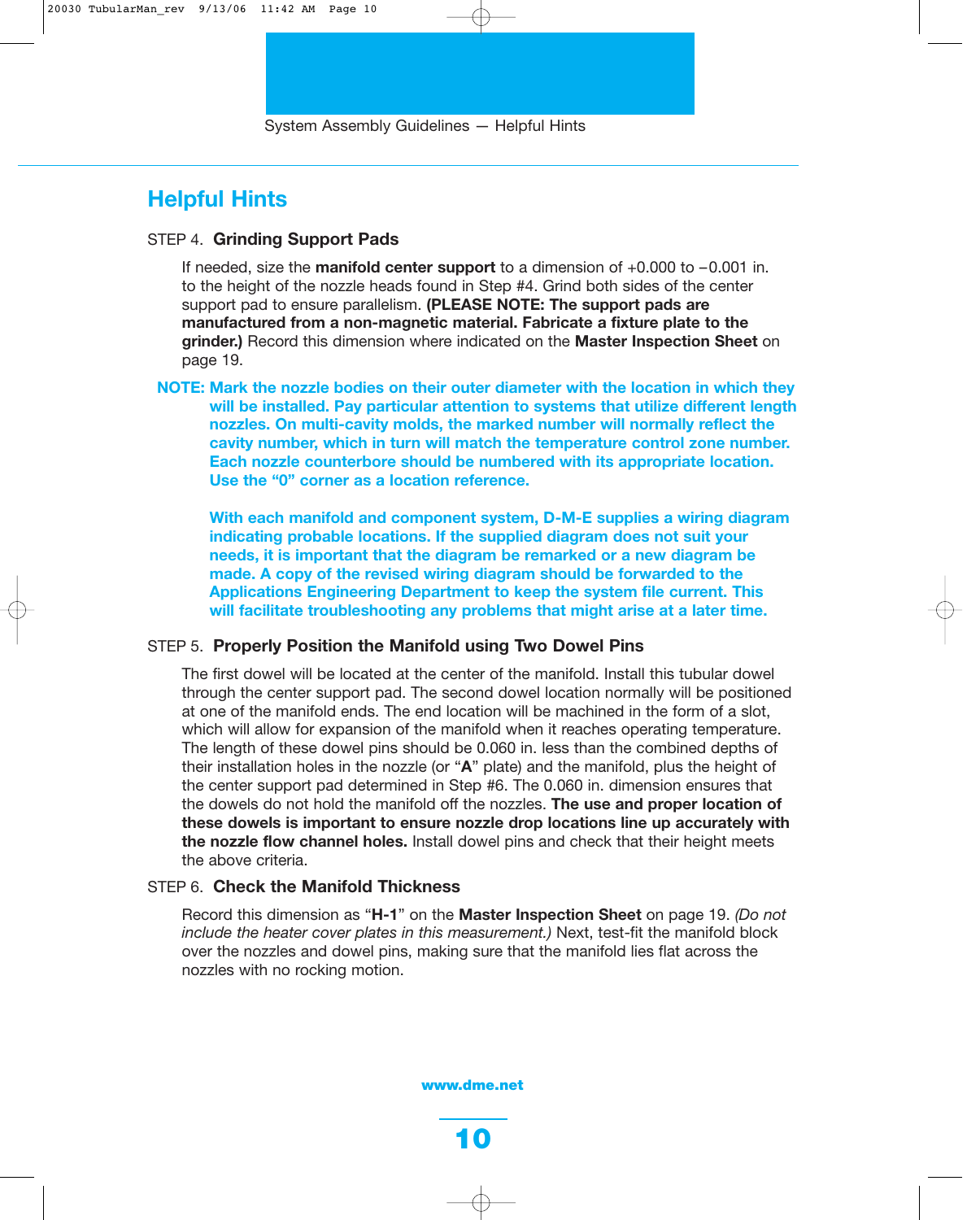## Helpful Hints

STEP 4. **Grinding Support Pads**

If needed, size the **manifold center support** to a dimension of +0.000 to −0.001 in. to the height of the nozzle heads found in Step #4. Grind both sides of the center support pad to ensure parallelism. **(PLEASE NOTE: The support pads are manufactured from a non-magnetic material. Fabricate a fixture plate to the grinder.)** Record this dimension where indicated on the **Master Inspection Sheet** on page 19.

**NOTE: Mark the nozzle bodies on their outer diameter with the location in which they will be installed. Pay particular attention to systems that utilize different length nozzles. On multi-cavity molds, the marked number will normally reflect the cavity number, which in turn will match the temperature control zone number. Each nozzle counterbore should be numbered with its appropriate location. Use the "0" corner as a location reference.**

**With each manifold and component system, D-M-E supplies a wiring diagram indicating probable locations. If the supplied diagram does not suit your needs, it is important that the diagram be remarked or a new diagram be made. A copy of the revised wiring diagram should be forwarded to the Applications Engineering Department to keep the system file current. This will facilitate troubleshooting any problems that might arise at a later time.**

STEP 5. **Properly Position the Manifold using Two Dowel Pins**

The first dowel will be located at the center of the manifold. Install this tubular dowel through the center support pad. The second dowel location normally will be positioned at one of the manifold ends. The end location will be machined in the form of a slot, which will allow for expansion of the manifold when it reaches operating temperature. The length of these dowel pins should be 0.060 in. less than the combined depths of their installation holes in the nozzle (or "**A**" plate) and the manifold, plus the height of the center support pad determined in Step #6. The 0.060 in. dimension ensures that the dowels do not hold the manifold off the nozzles. **The use and proper location of these dowels is important to ensure nozzle drop locations line up accurately with the nozzle flow channel holes.** Install dowel pins and check that their height meets the above criteria.

STEP 6. **Check the Manifold Thickness**

Record this dimension as "**H-1**" on the **Master Inspection Sheet** on page 19. *(Do not include the heater cover plates in this measurement.)* Next, test-fit the manifold block over the nozzles and dowel pins, making sure that the manifold lies flat across the nozzles with no rocking motion.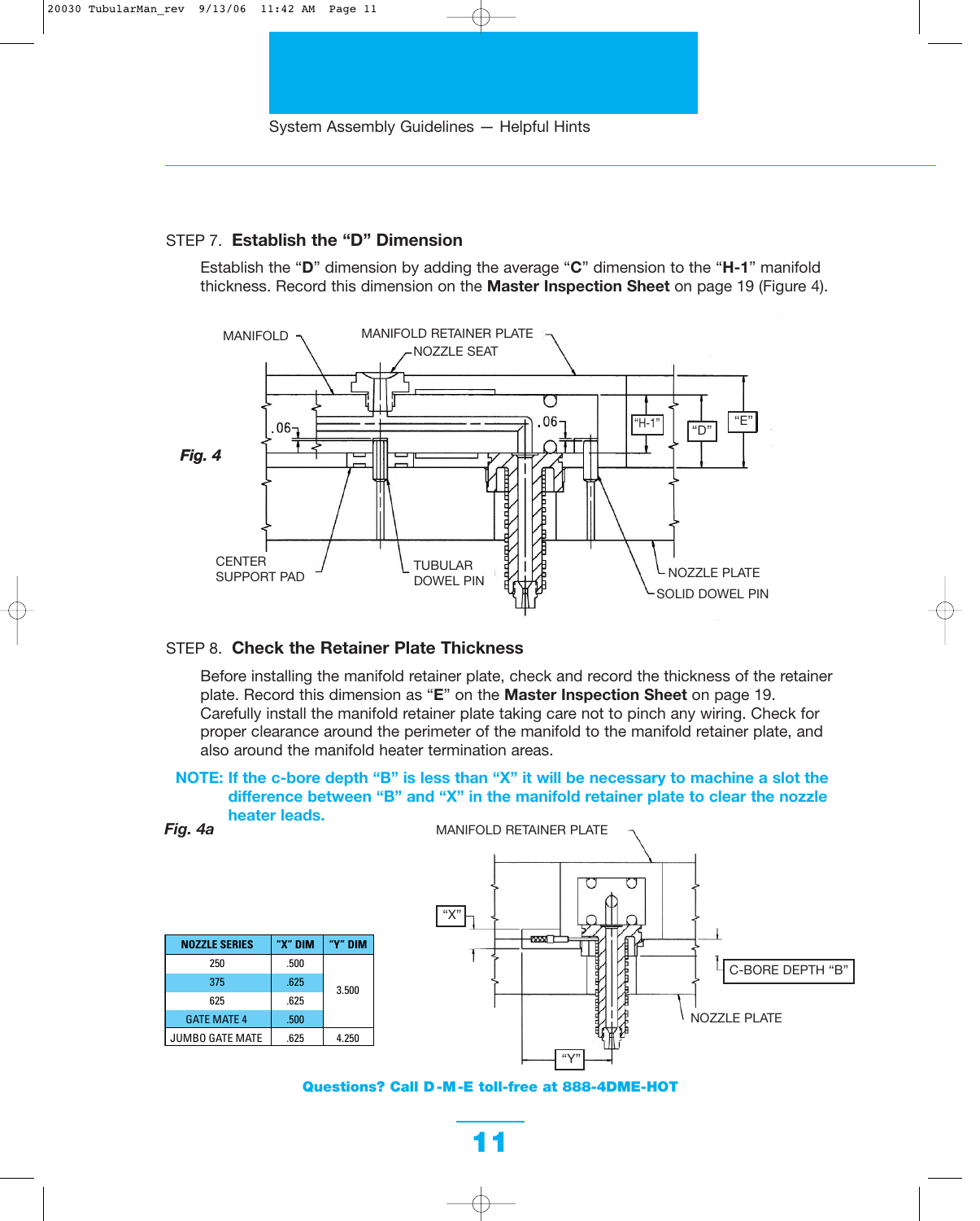System Assembly Guidelines — Helpful Hints

## STEP 7. Establish the "D" Dimension

Establish the "**D**" dimension by adding the average "**C**" dimension to the "**H-1**" manifold thickness. Record this dimension on the **Master Inspection Sheet** on page 19 (Figure 4).

MANIFOLD, MANIFOLD RETAINER PLATE, NOZZLE SEAT, .06, "H-1", "D", "E", CENTER SUPPORT PAD, TUBULAR DOWEL PIN, NOZZLE PLATE, SOLID DOWEL PIN

***Fig. 4***

## STEP 8. Check the Retainer Plate Thickness

Before installing the manifold retainer plate, check and record the thickness of the retainer plate. Record this dimension as "**E**" on the **Master Inspection Sheet** on page 19. Carefully install the manifold retainer plate taking care not to pinch any wiring. Check for proper clearance around the perimeter of the manifold to the manifold retainer plate, and also around the manifold heater termination areas.

**NOTE: If the c-bore depth "B" is less than "X" it will be necessary to machine a slot the difference between "B" and "X" in the manifold retainer plate to clear the nozzle heater leads.**

***Fig. 4a***

MANIFOLD RETAINER PLATE, "X", C-BORE DEPTH "B", NOZZLE PLATE, "Y"

| NOZZLE SERIES | "X" DIM | "Y" DIM |
|---|---|---|
| 250 | .500 | 3.500 |
| 375 | .625 | 3.500 |
| 625 | .625 | 3.500 |
| GATE MATE 4 | .500 | 3.500 |
| JUMBO GATE MATE | .625 | 4.250 |

**Questions? Call D-M-E toll-free at 888-4DME-HOT**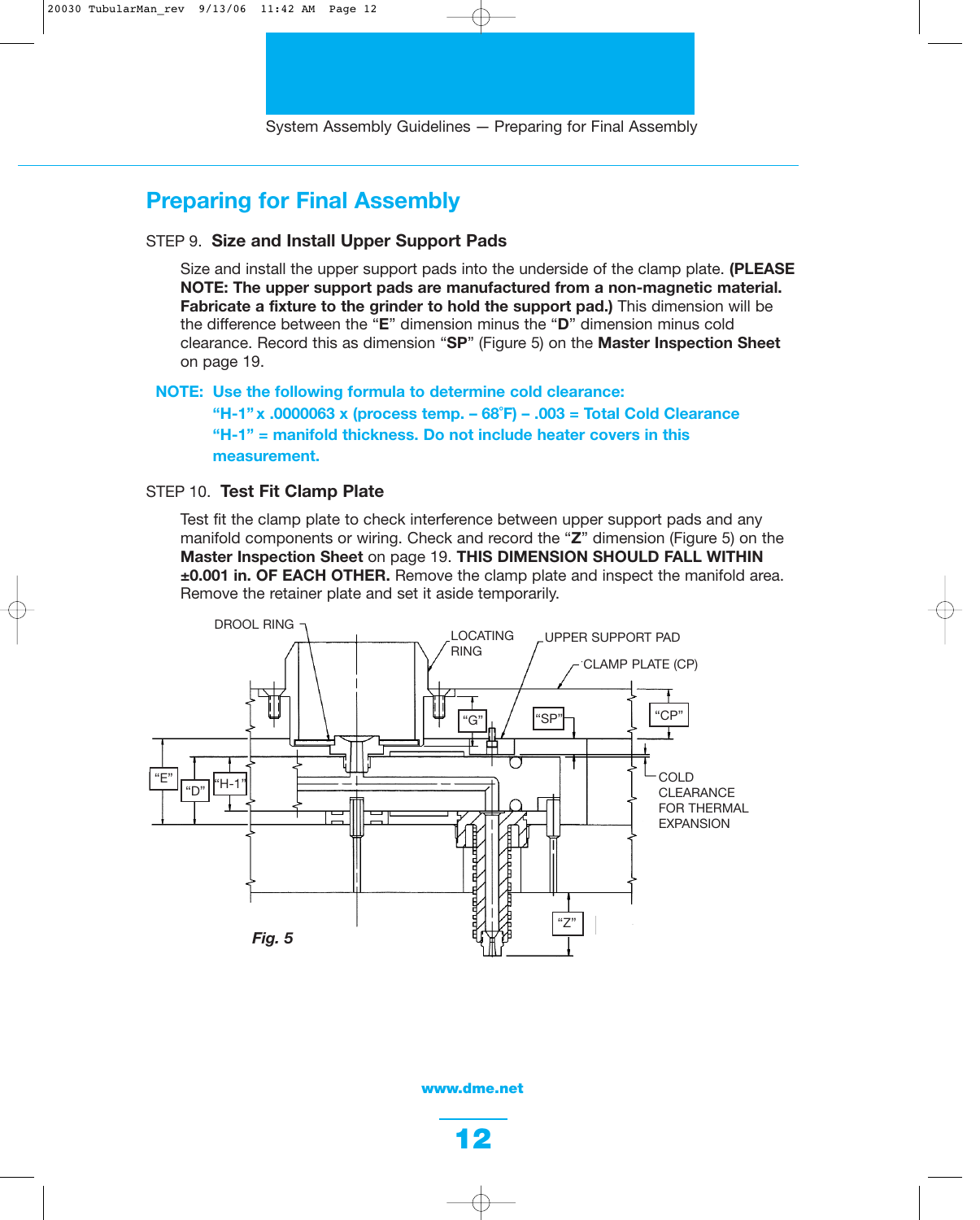## Preparing for Final Assembly

STEP 9. **Size and Install Upper Support Pads**

Size and install the upper support pads into the underside of the clamp plate. **(PLEASE NOTE: The upper support pads are manufactured from a non-magnetic material. Fabricate a fixture to the grinder to hold the support pad.)** This dimension will be the difference between the "**E**" dimension minus the "**D**" dimension minus cold clearance. Record this as dimension "**SP**" (Figure 5) on the **Master Inspection Sheet** on page 19.

**NOTE: Use the following formula to determine cold clearance:**
**"H-1" x .0000063 x (process temp. – 68˚F) – .003 = Total Cold Clearance**
**"H-1" = manifold thickness. Do not include heater covers in this measurement.**

STEP 10. **Test Fit Clamp Plate**

Test fit the clamp plate to check interference between upper support pads and any manifold components or wiring. Check and record the "**Z**" dimension (Figure 5) on the **Master Inspection Sheet** on page 19. **THIS DIMENSION SHOULD FALL WITHIN ±0.001 in. OF EACH OTHER.** Remove the clamp plate and inspect the manifold area. Remove the retainer plate and set it aside temporarily.

DROOL RING, LOCATING RING, UPPER SUPPORT PAD, CLAMP PLATE (CP), "G", "SP", "CP", "E", "D", "H-1", COLD CLEARANCE FOR THERMAL EXPANSION, "Z"

*Fig. 5*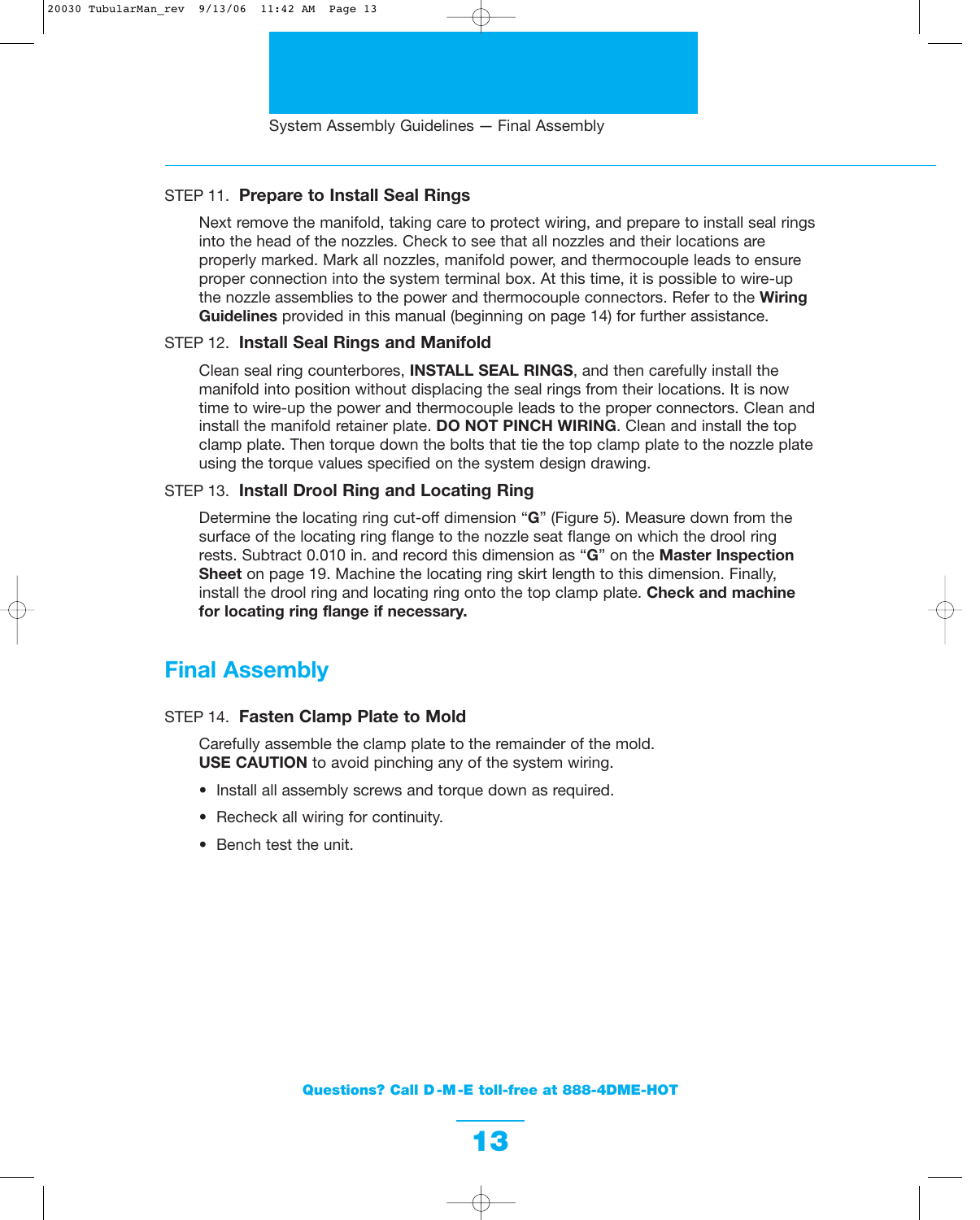System Assembly Guidelines — Final Assembly

STEP 11. **Prepare to Install Seal Rings**

Next remove the manifold, taking care to protect wiring, and prepare to install seal rings into the head of the nozzles. Check to see that all nozzles and their locations are properly marked. Mark all nozzles, manifold power, and thermocouple leads to ensure proper connection into the system terminal box. At this time, it is possible to wire-up the nozzle assemblies to the power and thermocouple connectors. Refer to the **Wiring Guidelines** provided in this manual (beginning on page 14) for further assistance.

STEP 12. **Install Seal Rings and Manifold**

Clean seal ring counterbores, **INSTALL SEAL RINGS**, and then carefully install the manifold into position without displacing the seal rings from their locations. It is now time to wire-up the power and thermocouple leads to the proper connectors. Clean and install the manifold retainer plate. **DO NOT PINCH WIRING**. Clean and install the top clamp plate. Then torque down the bolts that tie the top clamp plate to the nozzle plate using the torque values specified on the system design drawing.

STEP 13. **Install Drool Ring and Locating Ring**

Determine the locating ring cut-off dimension "**G**" (Figure 5). Measure down from the surface of the locating ring flange to the nozzle seat flange on which the drool ring rests. Subtract 0.010 in. and record this dimension as "**G**" on the **Master Inspection Sheet** on page 19. Machine the locating ring skirt length to this dimension. Finally, install the drool ring and locating ring onto the top clamp plate. **Check and machine for locating ring flange if necessary.**

## Final Assembly

STEP 14. **Fasten Clamp Plate to Mold**

Carefully assemble the clamp plate to the remainder of the mold. **USE CAUTION** to avoid pinching any of the system wiring.

- Install all assembly screws and torque down as required.
- Recheck all wiring for continuity.
- Bench test the unit.

**Questions? Call D-M-E toll-free at 888-4DME-HOT**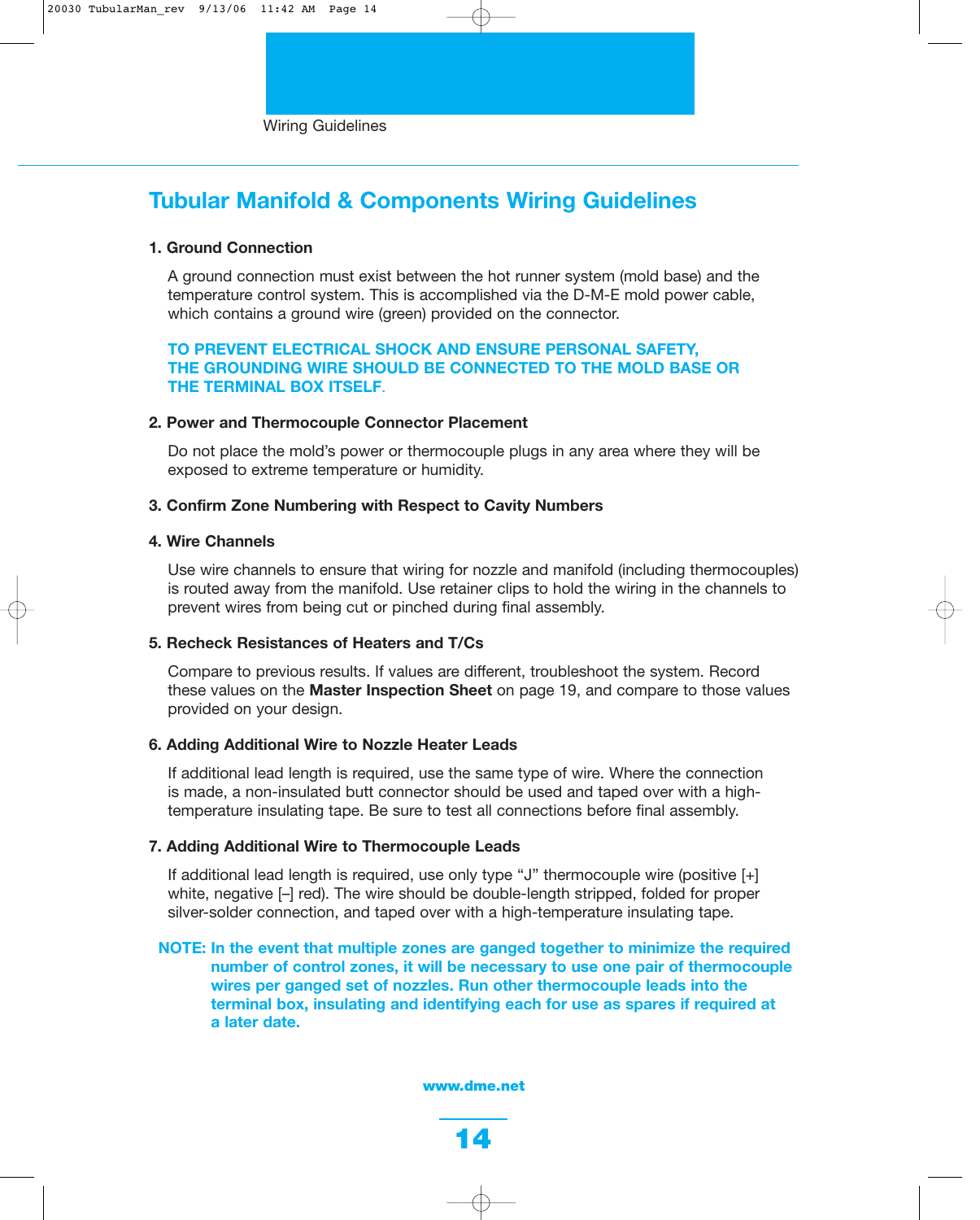Wiring Guidelines

# Tubular Manifold & Components Wiring Guidelines

**1. Ground Connection**

A ground connection must exist between the hot runner system (mold base) and the temperature control system. This is accomplished via the D-M-E mold power cable, which contains a ground wire (green) provided on the connector.

**TO PREVENT ELECTRICAL SHOCK AND ENSURE PERSONAL SAFETY, THE GROUNDING WIRE SHOULD BE CONNECTED TO THE MOLD BASE OR THE TERMINAL BOX ITSELF.**

**2. Power and Thermocouple Connector Placement**

Do not place the mold's power or thermocouple plugs in any area where they will be exposed to extreme temperature or humidity.

**3. Confirm Zone Numbering with Respect to Cavity Numbers**

**4. Wire Channels**

Use wire channels to ensure that wiring for nozzle and manifold (including thermocouples) is routed away from the manifold. Use retainer clips to hold the wiring in the channels to prevent wires from being cut or pinched during final assembly.

**5. Recheck Resistances of Heaters and T/Cs**

Compare to previous results. If values are different, troubleshoot the system. Record these values on the **Master Inspection Sheet** on page 19, and compare to those values provided on your design.

**6. Adding Additional Wire to Nozzle Heater Leads**

If additional lead length is required, use the same type of wire. Where the connection is made, a non-insulated butt connector should be used and taped over with a high-temperature insulating tape. Be sure to test all connections before final assembly.

**7. Adding Additional Wire to Thermocouple Leads**

If additional lead length is required, use only type "J" thermocouple wire (positive [+] white, negative [–] red). The wire should be double-length stripped, folded for proper silver-solder connection, and taped over with a high-temperature insulating tape.

**NOTE: In the event that multiple zones are ganged together to minimize the required number of control zones, it will be necessary to use one pair of thermocouple wires per ganged set of nozzles. Run other thermocouple leads into the terminal box, insulating and identifying each for use as spares if required at a later date.**

**www.dme.net**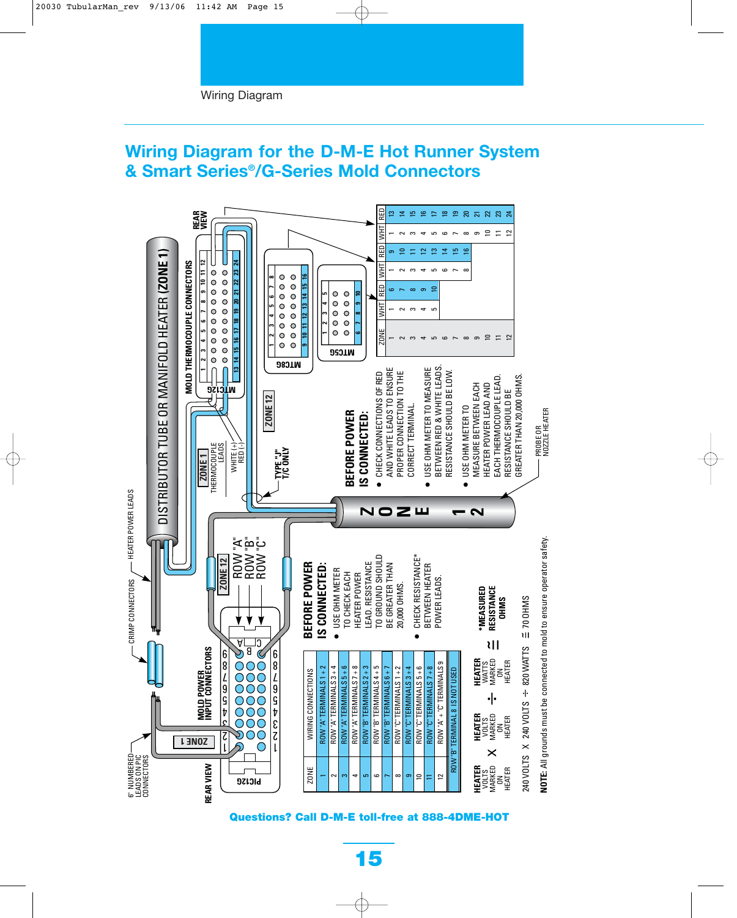Wiring Diagram

# Wiring Diagram for the D-M-E Hot Runner System & Smart Series®/G-Series Mold Connectors

DISTRIBUTOR TUBE OR MANIFOLD HEATER (ZONE 1)

HEATER POWER LEADS

CRIMP CONNECTORS

6" NUMBERED LEADS ON PIC CONNECTORS

MOLD POWER INPUT CONNECTORS

REAR VIEW

PIC12G

ZONE 1

ZONE 12

ROW "A"
ROW "B"
ROW "C"

MOLD THERMOCOUPLE CONNECTORS

REAR VIEW

MTC12G

MTC8G

MTC5G

ZONE 1 THERMOCOUPLE LEADS

WHITE (+)
RED (-)

TYPE "J" T/C ONLY

ZONE 12

ZONE 12

PROBE OR NOZZLE HEATER

| ZONE | WIRING CONNECTIONS |
|---|---|
| 1 | ROW "A" TERMINALS 1 + 2 |
| 2 | ROW "A" TERMINALS 3 + 4 |
| 3 | ROW "A" TERMINALS 5 + 6 |
| 4 | ROW "A" TERMINALS 7 + 8 |
| 5 | ROW "B" TERMINALS 2 + 3 |
| 6 | ROW "B" TERMINALS 4 + 5 |
| 7 | ROW "B" TERMINALS 6 + 7 |
| 8 | ROW "C" TERMINALS 1 + 2 |
| 9 | ROW "C" TERMINALS 3 + 4 |
| 10 | ROW "C" TERMINALS 5 + 6 |
| 11 | ROW "C" TERMINALS 7 + 8 |
| 12 | ROW "A" + "C" TERMINALS 9 |

ROW "B" TERMINAL 8 IS NOT USED

| ZONE | WHT | RED | WHT | RED | WHT | RED |
|---|---|---|---|---|---|---|
| 1 | 1 | 6 | 1 | 9 | 1 | 13 |
| 2 | 2 | 7 | 2 | 10 | 2 | 14 |
| 3 | 3 | 8 | 3 | 11 | 3 | 15 |
| 4 | 4 | 9 | 4 | 12 | 4 | 16 |
| 5 | 5 | 10 | 5 | 13 | 5 | 17 |
| 6 | | | 6 | 14 | 6 | 18 |
| 7 | | | 7 | 15 | 7 | 19 |
| 8 | | | 8 | 16 | 8 | 20 |
| 9 | | | | | 9 | 21 |
| 10 | | | | | 10 | 22 |
| 11 | | | | | 11 | 23 |
| 12 | | | | | 12 | 24 |

## BEFORE POWER IS CONNECTED:

- USE OHM METER TO CHECK EACH HEATER POWER LEAD. RESISTANCE TO GROUND SHOULD BE GREATER THAN 20,000 OHMS.
- CHECK RESISTANCE* BETWEEN HEATER POWER LEADS.

## BEFORE POWER IS CONNECTED:

- CHECK CONNECTIONS OF RED AND WHITE LEADS TO ENSURE PROPER CONNECTION TO THE CORRECT TERMINAL.
- USE OHM METER TO MEASURE BETWEEN RED & WHITE LEADS. RESISTANCE SHOULD BE LOW.
- USE OHM METER TO MEASURE BETWEEN EACH HEATER POWER LEAD AND EACH THERMOCOUPLE LEAD. RESISTANCE SHOULD BE GREATER THAN 20,000 OHMS.

HEATER VOLTS MARKED ON HEATER X HEATER VOLTS MARKED ON HEATER ÷ HEATER WATTS MARKED ON HEATER ≅ *MEASURED RESISTANCE OHMS

240 VOLTS X 240 VOLTS ÷ 820 WATTS ≅ 70 OHMS

**NOTE:** All grounds must be connected to mold to ensure operator safety.

**Questions? Call D-M-E toll-free at 888-4DME-HOT**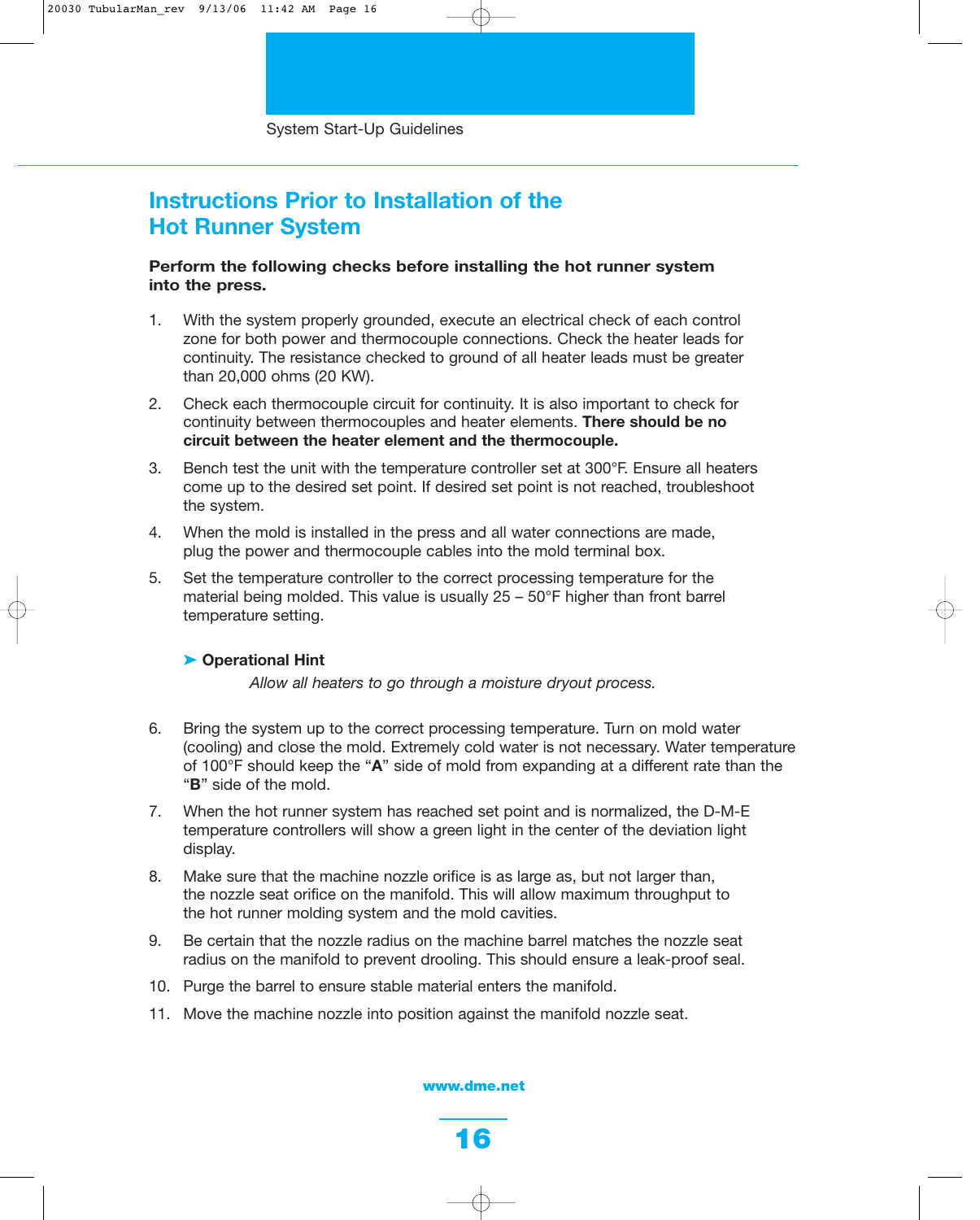System Start-Up Guidelines

# Instructions Prior to Installation of the Hot Runner System

**Perform the following checks before installing the hot runner system into the press.**

1. With the system properly grounded, execute an electrical check of each control zone for both power and thermocouple connections. Check the heater leads for continuity. The resistance checked to ground of all heater leads must be greater than 20,000 ohms (20 KW).
2. Check each thermocouple circuit for continuity. It is also important to check for continuity between thermocouples and heater elements. **There should be no circuit between the heater element and the thermocouple.**
3. Bench test the unit with the temperature controller set at 300°F. Ensure all heaters come up to the desired set point. If desired set point is not reached, troubleshoot the system.
4. When the mold is installed in the press and all water connections are made, plug the power and thermocouple cables into the mold terminal box.
5. Set the temperature controller to the correct processing temperature for the material being molded. This value is usually 25 – 50°F higher than front barrel temperature setting.

   ➤ **Operational Hint**

   *Allow all heaters to go through a moisture dryout process.*

6. Bring the system up to the correct processing temperature. Turn on mold water (cooling) and close the mold. Extremely cold water is not necessary. Water temperature of 100°F should keep the "**A**" side of mold from expanding at a different rate than the "**B**" side of the mold.
7. When the hot runner system has reached set point and is normalized, the D-M-E temperature controllers will show a green light in the center of the deviation light display.
8. Make sure that the machine nozzle orifice is as large as, but not larger than, the nozzle seat orifice on the manifold. This will allow maximum throughput to the hot runner molding system and the mold cavities.
9. Be certain that the nozzle radius on the machine barrel matches the nozzle seat radius on the manifold to prevent drooling. This should ensure a leak-proof seal.
10. Purge the barrel to ensure stable material enters the manifold.
11. Move the machine nozzle into position against the manifold nozzle seat.

**www.dme.net**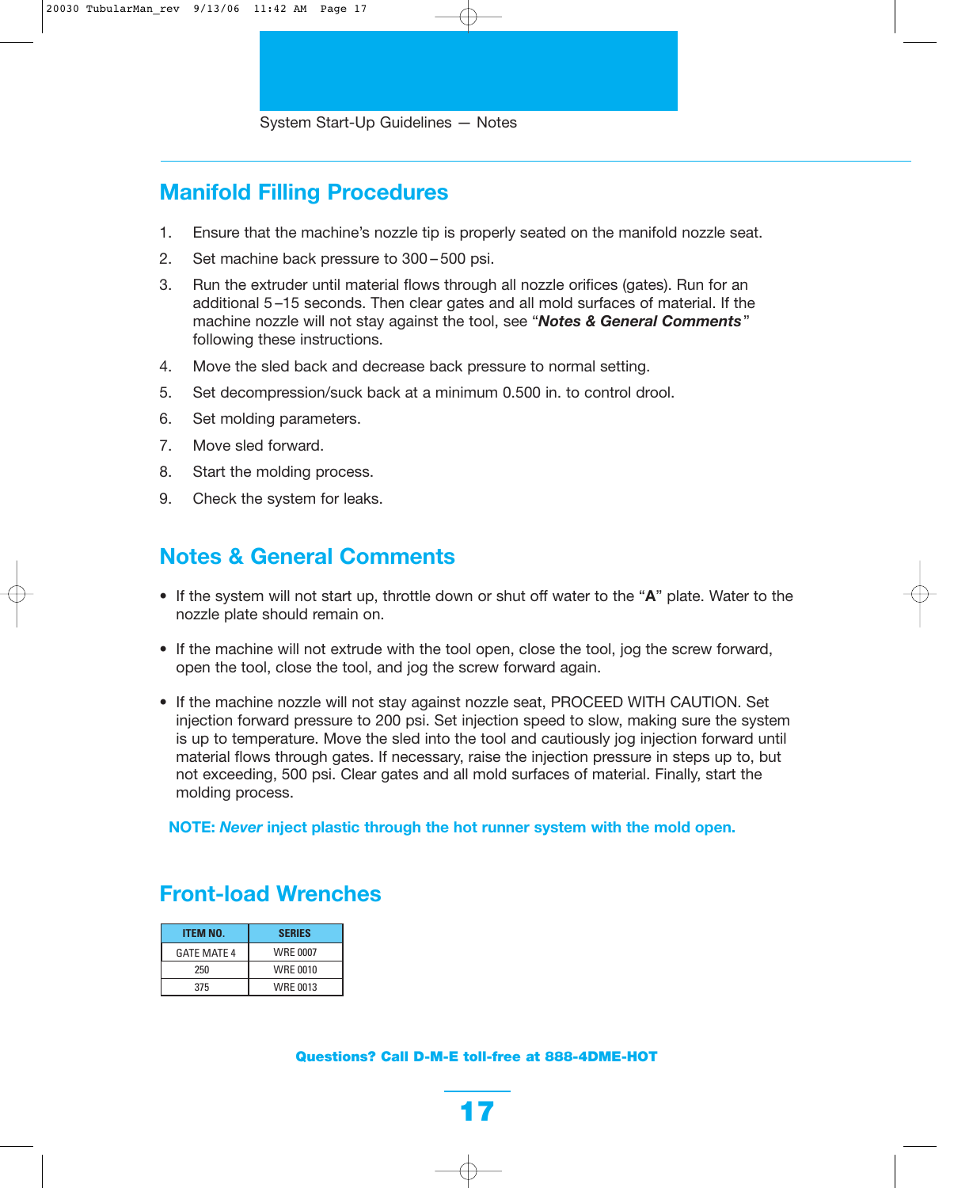System Start-Up Guidelines — Notes

## Manifold Filling Procedures

1. Ensure that the machine's nozzle tip is properly seated on the manifold nozzle seat.
2. Set machine back pressure to 300 – 500 psi.
3. Run the extruder until material flows through all nozzle orifices (gates). Run for an additional 5 –15 seconds. Then clear gates and all mold surfaces of material. If the machine nozzle will not stay against the tool, see "***Notes & General Comments***" following these instructions.
4. Move the sled back and decrease back pressure to normal setting.
5. Set decompression/suck back at a minimum 0.500 in. to control drool.
6. Set molding parameters.
7. Move sled forward.
8. Start the molding process.
9. Check the system for leaks.

## Notes & General Comments

- If the system will not start up, throttle down or shut off water to the "**A**" plate. Water to the nozzle plate should remain on.
- If the machine will not extrude with the tool open, close the tool, jog the screw forward, open the tool, close the tool, and jog the screw forward again.
- If the machine nozzle will not stay against nozzle seat, PROCEED WITH CAUTION. Set injection forward pressure to 200 psi. Set injection speed to slow, making sure the system is up to temperature. Move the sled into the tool and cautiously jog injection forward until material flows through gates. If necessary, raise the injection pressure in steps up to, but not exceeding, 500 psi. Clear gates and all mold surfaces of material. Finally, start the molding process.

**NOTE: *Never* inject plastic through the hot runner system with the mold open.**

## Front-load Wrenches

| ITEM NO. | SERIES |
|---|---|
| GATE MATE 4 | WRE 0007 |
| 250 | WRE 0010 |
| 375 | WRE 0013 |

**Questions? Call D-M-E toll-free at 888-4DME-HOT**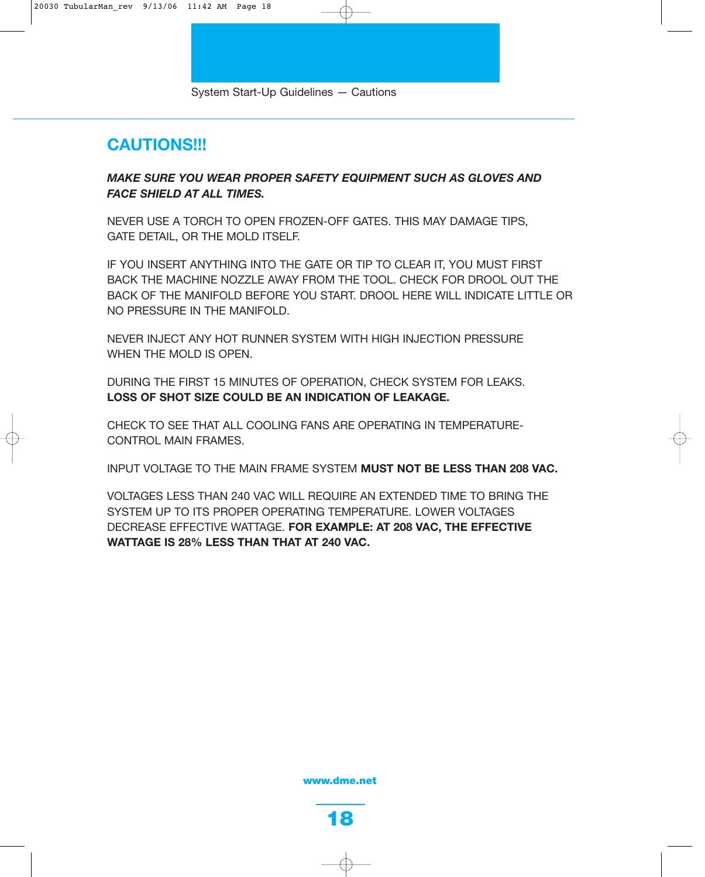System Start-Up Guidelines — Cautions

## CAUTIONS!!!

***MAKE SURE YOU WEAR PROPER SAFETY EQUIPMENT SUCH AS GLOVES AND FACE SHIELD AT ALL TIMES.***

NEVER USE A TORCH TO OPEN FROZEN-OFF GATES. THIS MAY DAMAGE TIPS, GATE DETAIL, OR THE MOLD ITSELF.

IF YOU INSERT ANYTHING INTO THE GATE OR TIP TO CLEAR IT, YOU MUST FIRST BACK THE MACHINE NOZZLE AWAY FROM THE TOOL. CHECK FOR DROOL OUT THE BACK OF THE MANIFOLD BEFORE YOU START. DROOL HERE WILL INDICATE LITTLE OR NO PRESSURE IN THE MANIFOLD.

NEVER INJECT ANY HOT RUNNER SYSTEM WITH HIGH INJECTION PRESSURE WHEN THE MOLD IS OPEN.

DURING THE FIRST 15 MINUTES OF OPERATION, CHECK SYSTEM FOR LEAKS. **LOSS OF SHOT SIZE COULD BE AN INDICATION OF LEAKAGE.**

CHECK TO SEE THAT ALL COOLING FANS ARE OPERATING IN TEMPERATURE-CONTROL MAIN FRAMES.

INPUT VOLTAGE TO THE MAIN FRAME SYSTEM **MUST NOT BE LESS THAN 208 VAC.**

VOLTAGES LESS THAN 240 VAC WILL REQUIRE AN EXTENDED TIME TO BRING THE SYSTEM UP TO ITS PROPER OPERATING TEMPERATURE. LOWER VOLTAGES DECREASE EFFECTIVE WATTAGE. **FOR EXAMPLE: AT 208 VAC, THE EFFECTIVE WATTAGE IS 28% LESS THAN THAT AT 240 VAC.**

**www.dme.net**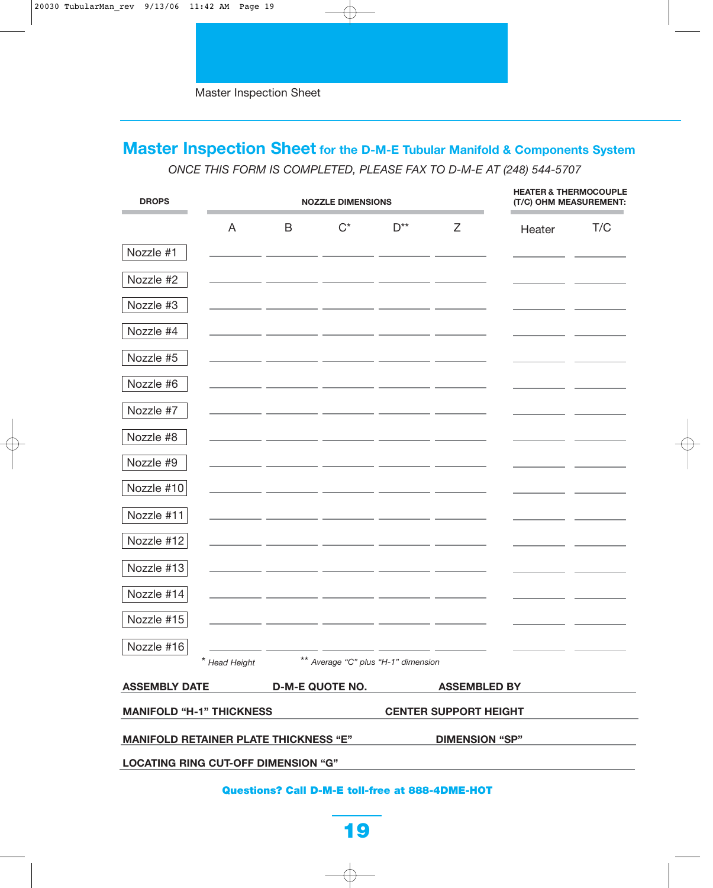Master Inspection Sheet

## Master Inspection Sheet for the D-M-E Tubular Manifold & Components System

*ONCE THIS FORM IS COMPLETED, PLEASE FAX TO D-M-E AT (248) 544-5707*

| DROPS | NOZZLE DIMENSIONS | | | | | HEATER & THERMOCOUPLE (T/C) OHM MEASUREMENT: | |
|---|---|---|---|---|---|---|---|
| | A | B | C* | D** | Z | Heater | T/C |
| Nozzle #1 | | | | | | | |
| Nozzle #2 | | | | | | | |
| Nozzle #3 | | | | | | | |
| Nozzle #4 | | | | | | | |
| Nozzle #5 | | | | | | | |
| Nozzle #6 | | | | | | | |
| Nozzle #7 | | | | | | | |
| Nozzle #8 | | | | | | | |
| Nozzle #9 | | | | | | | |
| Nozzle #10 | | | | | | | |
| Nozzle #11 | | | | | | | |
| Nozzle #12 | | | | | | | |
| Nozzle #13 | | | | | | | |
| Nozzle #14 | | | | | | | |
| Nozzle #15 | | | | | | | |
| Nozzle #16 | | | | | | | |

\* *Head Height* ** *Average "C" plus "H-1" dimension*

**ASSEMBLY DATE** **D-M-E QUOTE NO.** **ASSEMBLED BY**

**MANIFOLD "H-1" THICKNESS** **CENTER SUPPORT HEIGHT**

**MANIFOLD RETAINER PLATE THICKNESS "E"** **DIMENSION "SP"**

**LOCATING RING CUT-OFF DIMENSION "G"**

**Questions? Call D-M-E toll-free at 888-4DME-HOT**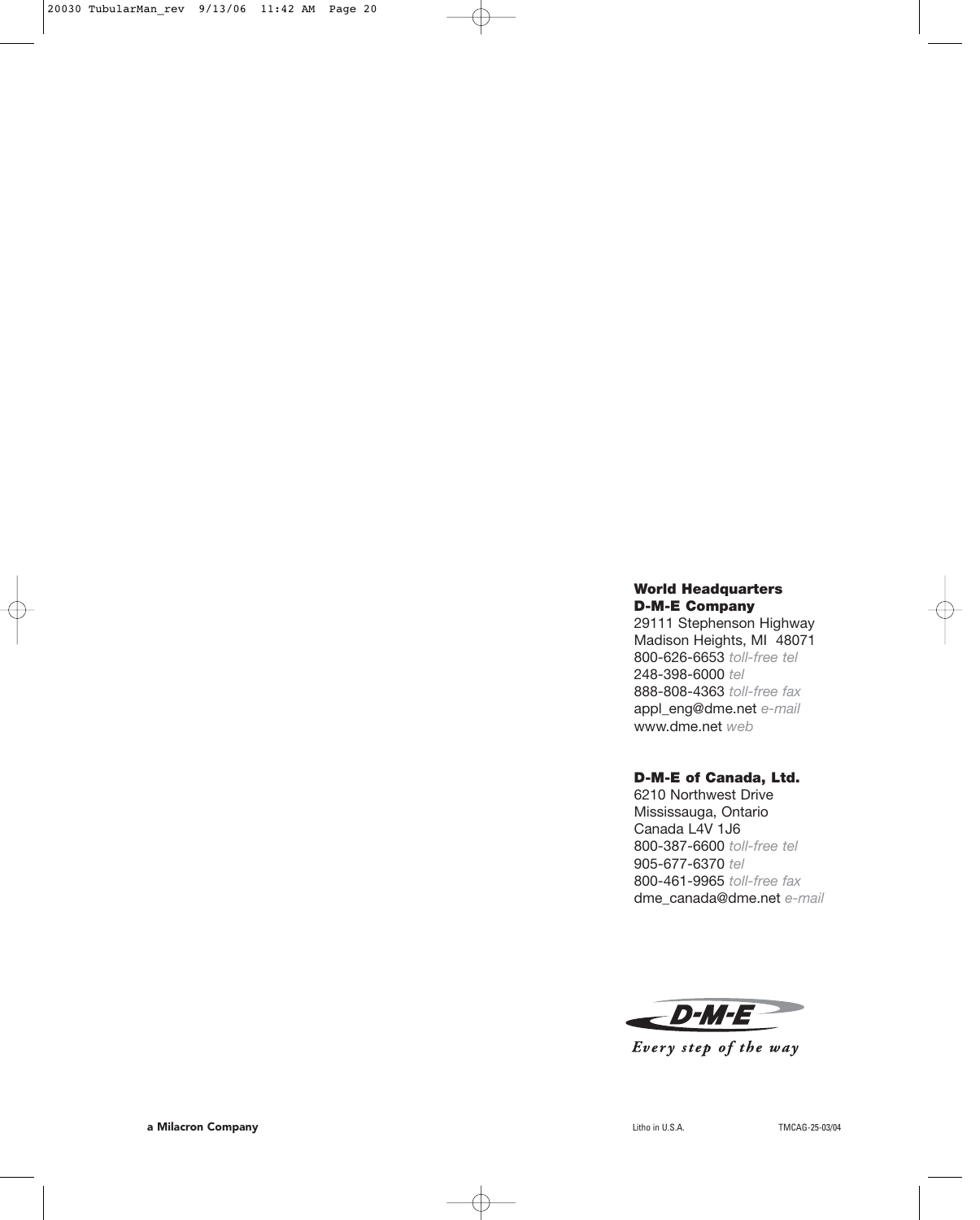**World Headquarters**
**D-M-E Company**
29111 Stephenson Highway
Madison Heights, MI 48071
800-626-6653 *toll-free tel*
248-398-6000 *tel*
888-808-4363 *toll-free fax*
appl_eng@dme.net *e-mail*
www.dme.net *web*

**D-M-E of Canada, Ltd.**
6210 Northwest Drive
Mississauga, Ontario
Canada L4V 1J6
800-387-6600 *toll-free tel*
905-677-6370 *tel*
800-461-9965 *toll-free fax*
dme_canada@dme.net *e-mail*

D-M-E
*Every step of the way*

**a Milacron Company**

Litho in U.S.A.

TMCAG-25-03/04